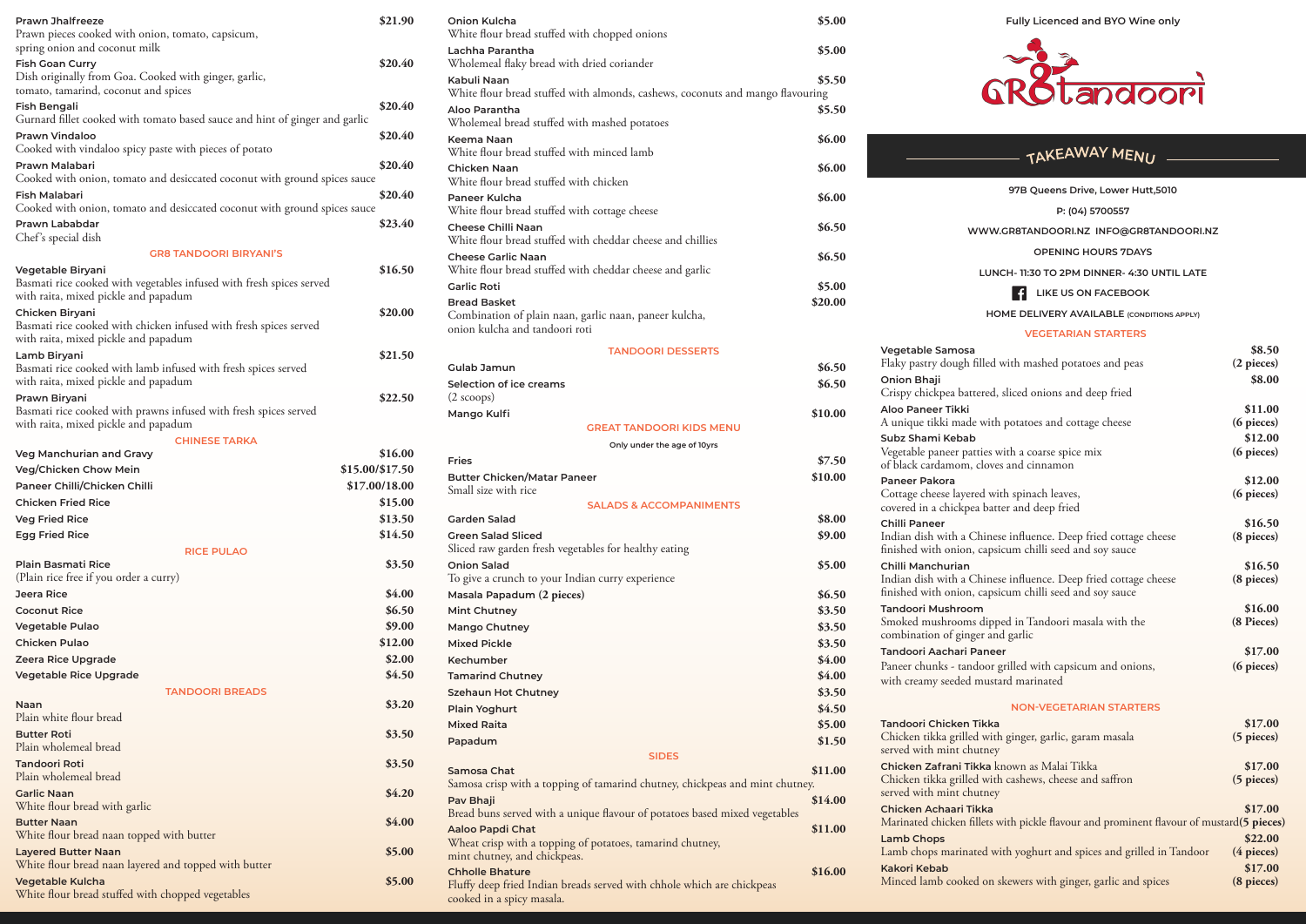Fully Licenced and BYO Wine only

# GR8tandoori

## TAKEAWAY MENU

97B Queens Drive, Lower Hutt,5010

P: (04) 5700557

WWW.GR8TANDOORI.NZ INFO@GR8TANDOORI.NZ

OPENING HOURS 7DAYS

LUNCH- 11:30 TO 2PM DINNER- 4:30 UNTIL LATE

LIKE US ON FACEBOOK

HOME DELIVERY AVAILABLE (CONDITIONS APPLY)

### VEGETARIAN STARTERS

**Vegetable Samosa** — $8.50 (2 pieces)
Flaky pastry dough filled with mashed potatoes and peas

**Onion Bhaji** — $8.00
Crispy chickpea battered, sliced onions and deep fried

**Aloo Paneer Tikki** — $11.00 (6 pieces)
A unique tikki made with potatoes and cottage cheese

**Subz Shami Kebab** — $12.00 (6 pieces)
Vegetable paneer patties with a coarse spice mix of black cardamom, cloves and cinnamon

**Paneer Pakora** — $12.00 (6 pieces)
Cottage cheese layered with spinach leaves, covered in a chickpea batter and deep fried

**Chilli Paneer** — $16.50 (8 pieces)
Indian dish with a Chinese influence. Deep fried cottage cheese finished with onion, capsicum chilli seed and soy sauce

**Chilli Manchurian** — $16.50 (8 pieces)
Indian dish with a Chinese influence. Deep fried cottage cheese finished with onion, capsicum chilli seed and soy sauce

**Tandoori Mushroom** — $16.00 (8 Pieces)
Smoked mushrooms dipped in Tandoori masala with the combination of ginger and garlic

**Tandoori Aachari Paneer** — $17.00 (6 pieces)
Paneer chunks - tandoor grilled with capsicum and onions, with creamy seeded mustard marinated

### NON-VEGETARIAN STARTERS

**Tandoori Chicken Tikka** — $17.00 (5 pieces)
Chicken tikka grilled with ginger, garlic, garam masala served with mint chutney

**Chicken Zafrani Tikka** known as Malai Tikka — $17.00 (5 pieces)
Chicken tikka grilled with cashews, cheese and saffron served with mint chutney

**Chicken Achaari Tikka** — $17.00 (5 pieces)
Marinated chicken fillets with pickle flavour and prominent flavour of mustard

**Lamb Chops** — $22.00 (4 pieces)
Lamb chops marinated with yoghurt and spices and grilled in Tandoor

**Kakori Kebab** — $17.00 (8 pieces)
Minced lamb cooked on skewers with ginger, garlic and spices

---

**Prawn Jhalfreeze** — $21.90
Prawn pieces cooked with onion, tomato, capsicum, spring onion and coconut milk

**Fish Goan Curry** — $20.40
Dish originally from Goa. Cooked with ginger, garlic, tomato, tamarind, coconut and spices

**Fish Bengali** — $20.40
Gurnard fillet cooked with tomato based sauce and hint of ginger and garlic

**Prawn Vindaloo** — $20.40
Cooked with vindaloo spicy paste with pieces of potato

**Prawn Malabari** — $20.40
Cooked with onion, tomato and desiccated coconut with ground spices sauce

**Fish Malabari** — $20.40
Cooked with onion, tomato and desiccated coconut with ground spices sauce

**Prawn Lababdar** — $23.40
Chef's special dish

### GR8 TANDOORI BIRYANI'S

**Vegetable Biryani** — $16.50
Basmati rice cooked with vegetables infused with fresh spices served with raita, mixed pickle and papadum

**Chicken Biryani** — $20.00
Basmati rice cooked with chicken infused with fresh spices served with raita, mixed pickle and papadum

**Lamb Biryani** — $21.50
Basmati rice cooked with lamb infused with fresh spices served with raita, mixed pickle and papadum

**Prawn Biryani** — $22.50
Basmati rice cooked with prawns infused with fresh spices served with raita, mixed pickle and papadum

### CHINESE TARKA

| Item | Price |
|---|---|
| Veg Manchurian and Gravy | $16.00 |
| Veg/Chicken Chow Mein | $15.00/$17.50 |
| Paneer Chilli/Chicken Chilli | $17.00/18.00 |
| Chicken Fried Rice | $15.00 |
| Veg Fried Rice | $13.50 |
| Egg Fried Rice | $14.50 |

### RICE PULAO

| Item | Price |
|---|---|
| Plain Basmati Rice (Plain rice free if you order a curry) | $3.50 |
| Jeera Rice | $4.00 |
| Coconut Rice | $6.50 |
| Vegetable Pulao | $9.00 |
| Chicken Pulao | $12.00 |
| Zeera Rice Upgrade | $2.00 |
| Vegetable Rice Upgrade | $4.50 |

### TANDOORI BREADS

**Naan** — $3.20
Plain white flour bread

**Butter Roti** — $3.50
Plain wholemeal bread

**Tandoori Roti** — $3.50
Plain wholemeal bread

**Garlic Naan** — $4.20
White flour bread with garlic

**Butter Naan** — $4.00
White flour bread naan topped with butter

**Layered Butter Naan** — $5.00
White flour bread naan layered and topped with butter

**Vegetable Kulcha** — $5.00
White flour bread stuffed with chopped vegetables

**Onion Kulcha** — $5.00
White flour bread stuffed with chopped onions

**Lachha Parantha** — $5.00
Wholemeal flaky bread with dried coriander

**Kabuli Naan** — $5.50
White flour bread stuffed with almonds, cashews, coconuts and mango flavouring

**Aloo Parantha** — $5.50
Wholemeal bread stuffed with mashed potatoes

**Keema Naan** — $6.00
White flour bread stuffed with minced lamb

**Chicken Naan** — $6.00
White flour bread stuffed with chicken

**Paneer Kulcha** — $6.00
White flour bread stuffed with cottage cheese

**Cheese Chilli Naan** — $6.50
White flour bread stuffed with cheddar cheese and chillies

**Cheese Garlic Naan** — $6.50
White flour bread stuffed with cheddar cheese and garlic

**Garlic Roti** — $5.00

**Bread Basket** — $20.00
Combination of plain naan, garlic naan, paneer kulcha, onion kulcha and tandoori roti

### TANDOORI DESSERTS

| Item | Price |
|---|---|
| Gulab Jamun | $6.50 |
| Selection of ice creams (2 scoops) | $6.50 |
| Mango Kulfi | $10.00 |

### GREAT TANDOORI KIDS MENU

Only under the age of 10yrs

| Item | Price |
|---|---|
| Fries | $7.50 |
| Butter Chicken/Matar Paneer (Small size with rice) | $10.00 |

### SALADS & ACCOMPANIMENTS

**Garden Salad** — $8.00

**Green Salad Sliced** — $9.00
Sliced raw garden fresh vegetables for healthy eating

**Onion Salad** — $5.00
To give a crunch to your Indian curry experience

| Item | Price |
|---|---|
| Masala Papadum (2 pieces) | $6.50 |
| Mint Chutney | $3.50 |
| Mango Chutney | $3.50 |
| Mixed Pickle | $3.50 |
| Kechumber | $4.00 |
| Tamarind Chutney | $4.00 |
| Szehaun Hot Chutney | $3.50 |
| Plain Yoghurt | $4.50 |
| Mixed Raita | $5.00 |
| Papadum | $1.50 |

### SIDES

**Samosa Chat** — $11.00
Samosa crisp with a topping of tamarind chutney, chickpeas and mint chutney.

**Pav Bhaji** — $14.00
Bread buns served with a unique flavour of potatoes based mixed vegetables

**Aaloo Papdi Chat** — $11.00
Wheat crisp with a topping of potatoes, tamarind chutney, mint chutney, and chickpeas.

**Chholle Bhature** — $16.00
Fluffy deep fried Indian breads served with chhole which are chickpeas cooked in a spicy masala.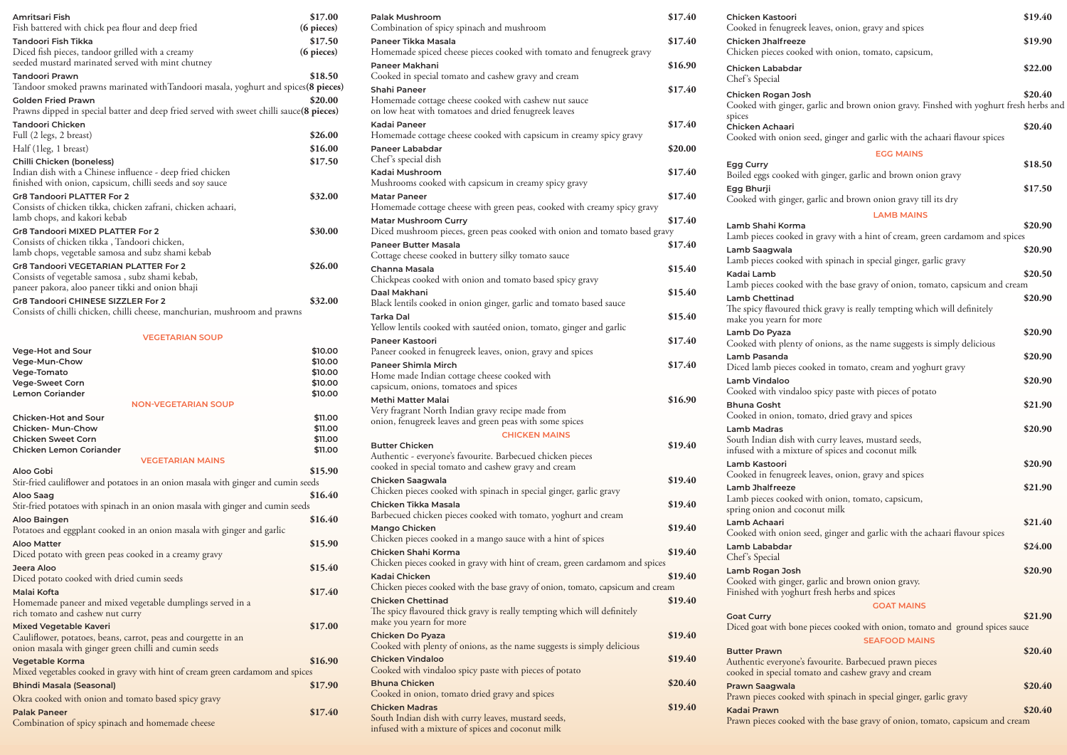**Amritsari Fish** — $17.00 (6 pieces)
Fish battered with chick pea flour and deep fried

**Tandoori Fish Tikka** — $17.50 (6 pieces)
Diced fish pieces, tandoor grilled with a creamy seeded mustard marinated served with mint chutney

**Tandoori Prawn** — $18.50
Tandoor smoked prawns marinated withTandoori masala, yoghurt and spices(8 pieces)

**Golden Fried Prawn** — $20.00
Prawns dipped in special batter and deep fried served with sweet chilli sauce(8 pieces)

**Tandoori Chicken**
Full (2 legs, 2 breast) — $26.00
Half (1leg, 1 breast) — $16.00

**Chilli Chicken (boneless)** — $17.50
Indian dish with a Chinese influence - deep fried chicken finished with onion, capsicum, chilli seeds and soy sauce

**Gr8 Tandoori PLATTER For 2** — $32.00
Consists of chicken tikka, chicken zafrani, chicken achaari, lamb chops, and kakori kebab

**Gr8 Tandoori MIXED PLATTER For 2** — $30.00
Consists of chicken tikka , Tandoori chicken, lamb chops, vegetable samosa and subz shami kebab

**Gr8 Tandoori VEGETARIAN PLATTER For 2** — $26.00
Consists of vegetable samosa , subz shami kebab, paneer pakora, aloo paneer tikki and onion bhaji

**Gr8 Tandoori CHINESE SIZZLER For 2** — $32.00
Consists of chilli chicken, chilli cheese, manchurian, mushroom and prawns

## VEGETARIAN SOUP

| | |
|---|---|
| Vege-Hot and Sour | $10.00 |
| Vege-Mun-Chow | $10.00 |
| Vege-Tomato | $10.00 |
| Vege-Sweet Corn | $10.00 |
| Lemon Coriander | $10.00 |

## NON-VEGETARIAN SOUP

| | |
|---|---|
| Chicken-Hot and Sour | $11.00 |
| Chicken- Mun-Chow | $11.00 |
| Chicken Sweet Corn | $11.00 |
| Chicken Lemon Coriander | $11.00 |

## VEGETARIAN MAINS

**Aloo Gobi** — $15.90
Stir-fried cauliflower and potatoes in an onion masala with ginger and cumin seeds

**Aloo Saag** — $16.40
Stir-fried potatoes with spinach in an onion masala with ginger and cumin seeds

**Aloo Baingen** — $16.40
Potatoes and eggplant cooked in an onion masala with ginger and garlic

**Aloo Matter** — $15.90
Diced potato with green peas cooked in a creamy gravy

**Jeera Aloo** — $15.40
Diced potato cooked with dried cumin seeds

**Malai Kofta** — $17.40
Homemade paneer and mixed vegetable dumplings served in a rich tomato and cashew nut curry

**Mixed Vegetable Kaveri** — $17.00
Cauliflower, potatoes, beans, carrot, peas and courgette in an onion masala with ginger green chilli and cumin seeds

**Vegetable Korma** — $16.90
Mixed vegetables cooked in gravy with hint of cream green cardamom and spices

**Bhindi Masala (Seasonal)** — $17.90
Okra cooked with onion and tomato based spicy gravy

**Palak Paneer** — $17.40
Combination of spicy spinach and homemade cheese

**Palak Mushroom** — $17.40
Combination of spicy spinach and mushroom

**Paneer Tikka Masala** — $17.40
Homemade spiced cheese pieces cooked with tomato and fenugreek gravy

**Paneer Makhani** — $16.90
Cooked in special tomato and cashew gravy and cream

**Shahi Paneer** — $17.40
Homemade cottage cheese cooked with cashew nut sauce on low heat with tomatoes and dried fenugreek leaves

**Kadai Paneer** — $17.40
Homemade cottage cheese cooked with capsicum in creamy spicy gravy

**Paneer Lababdar** — $20.00
Chef's special dish

**Kadai Mushroom** — $17.40
Mushrooms cooked with capsicum in creamy spicy gravy

**Matar Paneer** — $17.40
Homemade cottage cheese with green peas, cooked with creamy spicy gravy

**Matar Mushroom Curry** — $17.40
Diced mushroom pieces, green peas cooked with onion and tomato based gravy

**Paneer Butter Masala** — $17.40
Cottage cheese cooked in buttery silky tomato sauce

**Channa Masala** — $15.40
Chickpeas cooked with onion and tomato based spicy gravy

**Daal Makhani** — $15.40
Black lentils cooked in onion ginger, garlic and tomato based sauce

**Tarka Dal** — $15.40
Yellow lentils cooked with sautéed onion, tomato, ginger and garlic

**Paneer Kastoori** — $17.40
Paneer cooked in fenugreek leaves, onion, gravy and spices

**Paneer Shimla Mirch** — $17.40
Home made Indian cottage cheese cooked with capsicum, onions, tomatoes and spices

**Methi Matter Malai** — $16.90
Very fragrant North Indian gravy recipe made from onion, fenugreek leaves and green peas with some spices

## CHICKEN MAINS

**Butter Chicken** — $19.40
Authentic - everyone's favourite. Barbecued chicken pieces cooked in special tomato and cashew gravy and cream

**Chicken Saagwala** — $19.40
Chicken pieces cooked with spinach in special ginger, garlic gravy

**Chicken Tikka Masala** — $19.40
Barbecued chicken pieces cooked with tomato, yoghurt and cream

**Mango Chicken** — $19.40
Chicken pieces cooked in a mango sauce with a hint of spices

**Chicken Shahi Korma** — $19.40
Chicken pieces cooked in gravy with hint of cream, green cardamom and spices

**Kadai Chicken** — $19.40
Chicken pieces cooked with the base gravy of onion, tomato, capsicum and cream

**Chicken Chettinad** — $19.40
The spicy flavoured thick gravy is really tempting which will definitely make you yearn for more

**Chicken Do Pyaza** — $19.40
Cooked with plenty of onions, as the name suggests is simply delicious

**Chicken Vindaloo** — $19.40
Cooked with vindaloo spicy paste with pieces of potato

**Bhuna Chicken** — $20.40
Cooked in onion, tomato dried gravy and spices

**Chicken Madras** — $19.40
South Indian dish with curry leaves, mustard seeds, infused with a mixture of spices and coconut milk

**Chicken Kastoori** — $19.40
Cooked in fenugreek leaves, onion, gravy and spices

**Chicken Jhalfreeze** — $19.90
Chicken pieces cooked with onion, tomato, capsicum,

**Chicken Lababdar** — $22.00
Chef's Special

**Chicken Rogan Josh** — $20.40
Cooked with ginger, garlic and brown onion gravy. Finshed with yoghurt fresh herbs and spices

**Chicken Achaari** — $20.40
Cooked with onion seed, ginger and garlic with the achaari flavour spices

## EGG MAINS

**Egg Curry** — $18.50
Boiled eggs cooked with ginger, garlic and brown onion gravy

**Egg Bhurji** — $17.50
Cooked with ginger, garlic and brown onion gravy till its dry

## LAMB MAINS

**Lamb Shahi Korma** — $20.90
Lamb pieces cooked in gravy with a hint of cream, green cardamom and spices

**Lamb Saagwala** — $20.90
Lamb pieces cooked with spinach in special ginger, garlic gravy

**Kadai Lamb** — $20.50
Lamb pieces cooked with the base gravy of onion, tomato, capsicum and cream

**Lamb Chettinad** — $20.90
The spicy flavoured thick gravy is really tempting which will definitely make you yearn for more

**Lamb Do Pyaza** — $20.90
Cooked with plenty of onions, as the name suggests is simply delicious

**Lamb Pasanda** — $20.90
Diced lamb pieces cooked in tomato, cream and yoghurt gravy

**Lamb Vindaloo** — $20.90
Cooked with vindaloo spicy paste with pieces of potato

**Bhuna Gosht** — $21.90
Cooked in onion, tomato, dried gravy and spices

**Lamb Madras** — $20.90
South Indian dish with curry leaves, mustard seeds, infused with a mixture of spices and coconut milk

**Lamb Kastoori** — $20.90
Cooked in fenugreek leaves, onion, gravy and spices

**Lamb Jhalfreeze** — $21.90
Lamb pieces cooked with onion, tomato, capsicum, spring onion and coconut milk

**Lamb Achaari** — $21.40
Cooked with onion seed, ginger and garlic with the achaari flavour spices

**Lamb Lababdar** — $24.00
Chef's Special

**Lamb Rogan Josh** — $20.90
Cooked with ginger, garlic and brown onion gravy. Finished with yoghurt fresh herbs and spices

## GOAT MAINS

**Goat Curry** — $21.90
Diced goat with bone pieces cooked with onion, tomato and ground spices sauce

## SEAFOOD MAINS

**Butter Prawn** — $20.40
Authentic everyone's favourite. Barbecued prawn pieces cooked in special tomato and cashew gravy and cream

**Prawn Saagwala** — $20.40
Prawn pieces cooked with spinach in special ginger, garlic gravy

**Kadai Prawn** — $20.40
Prawn pieces cooked with the base gravy of onion, tomato, capsicum and cream